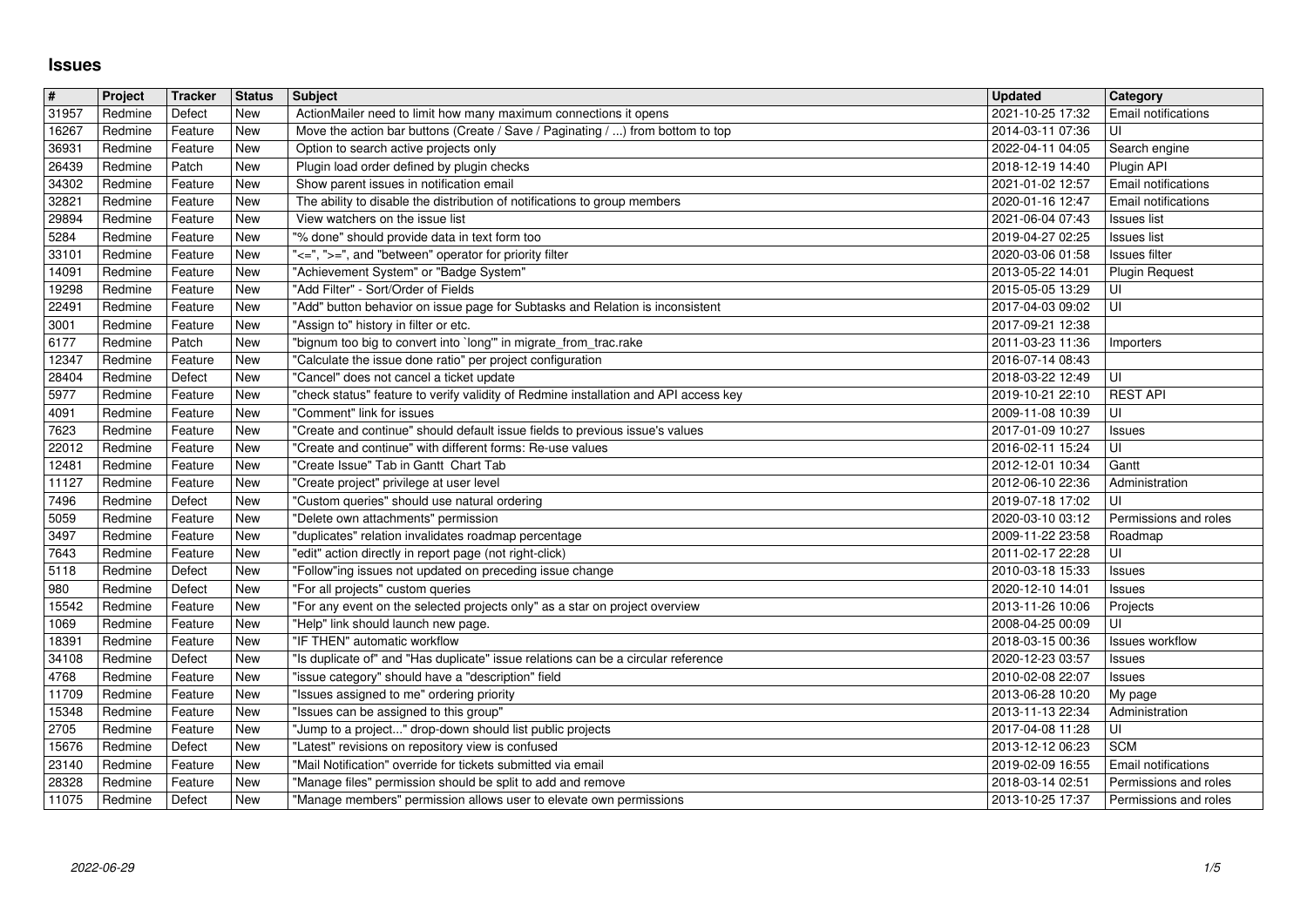# Issues

| # | Project | Tracker | Status | Subject | Updated | Category |
|---|---|---|---|---|---|---|
| 31957 | Redmine | Defect | New | ActionMailer need to limit how many maximum connections it opens | 2021-10-25 17:32 | Email notifications |
| 16267 | Redmine | Feature | New | Move the action bar buttons (Create / Save / Paginating / ...) from bottom to top | 2014-03-11 07:36 | UI |
| 36931 | Redmine | Feature | New | Option to search active projects only | 2022-04-11 04:05 | Search engine |
| 26439 | Redmine | Patch | New | Plugin load order defined by plugin checks | 2018-12-19 14:40 | Plugin API |
| 34302 | Redmine | Feature | New | Show parent issues in notification email | 2021-01-02 12:57 | Email notifications |
| 32821 | Redmine | Feature | New | The ability to disable the distribution of notifications to group members | 2020-01-16 12:47 | Email notifications |
| 29894 | Redmine | Feature | New | View watchers on the issue list | 2021-06-04 07:43 | Issues list |
| 5284 | Redmine | Feature | New | "% done" should provide data in text form too | 2019-04-27 02:25 | Issues list |
| 33101 | Redmine | Feature | New | "<=", ">=", and "between" operator for priority filter | 2020-03-06 01:58 | Issues filter |
| 14091 | Redmine | Feature | New | "Achievement System" or "Badge System" | 2013-05-22 14:01 | Plugin Request |
| 19298 | Redmine | Feature | New | "Add Filter" - Sort/Order of Fields | 2015-05-05 13:29 | UI |
| 22491 | Redmine | Feature | New | "Add" button behavior on issue page for Subtasks and Relation is inconsistent | 2017-04-03 09:02 | UI |
| 3001 | Redmine | Feature | New | "Assign to" history in filter or etc. | 2017-09-21 12:38 | |
| 6177 | Redmine | Patch | New | "bignum too big to convert into `long'" in migrate_from_trac.rake | 2011-03-23 11:36 | Importers |
| 12347 | Redmine | Feature | New | "Calculate the issue done ratio" per project configuration | 2016-07-14 08:43 | |
| 28404 | Redmine | Defect | New | "Cancel" does not cancel a ticket update | 2018-03-22 12:49 | UI |
| 5977 | Redmine | Feature | New | "check status" feature to verify validity of Redmine installation and API access key | 2019-10-21 22:10 | REST API |
| 4091 | Redmine | Feature | New | "Comment" link for issues | 2009-11-08 10:39 | UI |
| 7623 | Redmine | Feature | New | "Create and continue" should default issue fields to previous issue's values | 2017-01-09 10:27 | Issues |
| 22012 | Redmine | Feature | New | "Create and continue" with different forms: Re-use values | 2016-02-11 15:24 | UI |
| 12481 | Redmine | Feature | New | "Create Issue" Tab in Gantt Chart Tab | 2012-12-01 10:34 | Gantt |
| 11127 | Redmine | Feature | New | "Create project" privilege at user level | 2012-06-10 22:36 | Administration |
| 7496 | Redmine | Defect | New | "Custom queries" should use natural ordering | 2019-07-18 17:02 | UI |
| 5059 | Redmine | Feature | New | "Delete own attachments" permission | 2020-03-10 03:12 | Permissions and roles |
| 3497 | Redmine | Feature | New | "duplicates" relation invalidates roadmap percentage | 2009-11-22 23:58 | Roadmap |
| 7643 | Redmine | Feature | New | "edit" action directly in report page (not right-click) | 2011-02-17 22:28 | UI |
| 5118 | Redmine | Defect | New | "Follow"ing issues not updated on preceding issue change | 2010-03-18 15:33 | Issues |
| 980 | Redmine | Defect | New | "For all projects" custom queries | 2020-12-10 14:01 | Issues |
| 15542 | Redmine | Feature | New | "For any event on the selected projects only" as a star on project overview | 2013-11-26 10:06 | Projects |
| 1069 | Redmine | Feature | New | "Help" link should launch new page. | 2008-04-25 00:09 | UI |
| 18391 | Redmine | Feature | New | "IF THEN" automatic workflow | 2018-03-15 00:36 | Issues workflow |
| 34108 | Redmine | Defect | New | "Is duplicate of" and "Has duplicate" issue relations can be a circular reference | 2020-12-23 03:57 | Issues |
| 4768 | Redmine | Feature | New | "issue category" should have a "description" field | 2010-02-08 22:07 | Issues |
| 11709 | Redmine | Feature | New | "Issues assigned to me" ordering priority | 2013-06-28 10:20 | My page |
| 15348 | Redmine | Feature | New | "Issues can be assigned to this group" | 2013-11-13 22:34 | Administration |
| 2705 | Redmine | Feature | New | "Jump to a project..." drop-down should list public projects | 2017-04-08 11:28 | UI |
| 15676 | Redmine | Defect | New | "Latest" revisions on repository view is confused | 2013-12-12 06:23 | SCM |
| 23140 | Redmine | Feature | New | "Mail Notification" override for tickets submitted via email | 2019-02-09 16:55 | Email notifications |
| 28328 | Redmine | Feature | New | "Manage files" permission should be split to add and remove | 2018-03-14 02:51 | Permissions and roles |
| 11075 | Redmine | Defect | New | "Manage members" permission allows user to elevate own permissions | 2013-10-25 17:37 | Permissions and roles |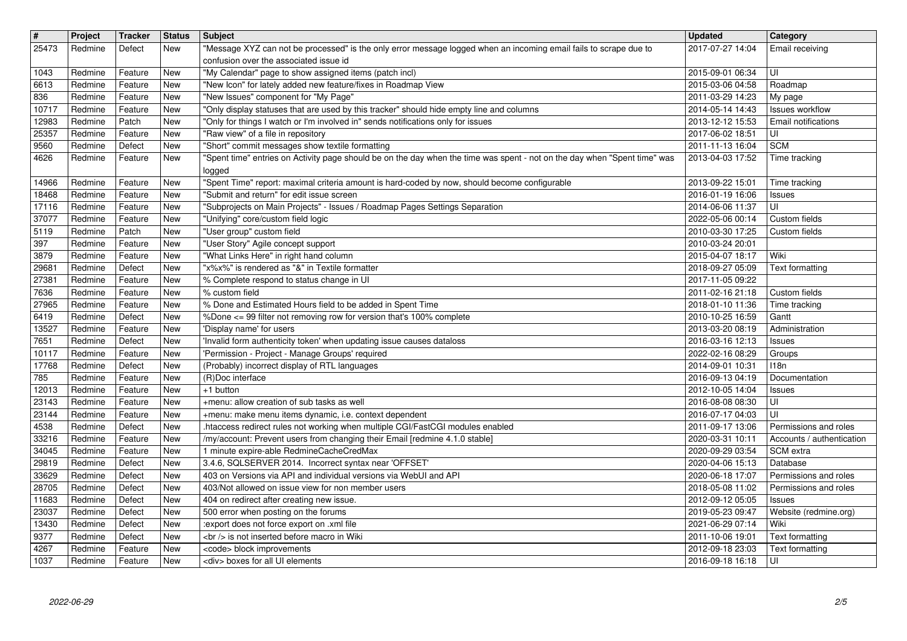| # | Project | Tracker | Status | Subject | Updated | Category |
|---|---|---|---|---|---|---|
| 25473 | Redmine | Defect | New | "Message XYZ can not be processed" is the only error message logged when an incoming email fails to scrape due to confusion over the associated issue id | 2017-07-27 14:04 | Email receiving |
| 1043 | Redmine | Feature | New | "My Calendar" page to show assigned items (patch incl) | 2015-09-01 06:34 | UI |
| 6613 | Redmine | Feature | New | "New Icon" for lately added new feature/fixes in Roadmap View | 2015-03-06 04:58 | Roadmap |
| 836 | Redmine | Feature | New | "New Issues" component for "My Page" | 2011-03-29 14:23 | My page |
| 10717 | Redmine | Feature | New | "Only display statuses that are used by this tracker" should hide empty line and columns | 2014-05-14 14:43 | Issues workflow |
| 12983 | Redmine | Patch | New | "Only for things I watch or I'm involved in" sends notifications only for issues | 2013-12-12 15:53 | Email notifications |
| 25357 | Redmine | Feature | New | "Raw view" of a file in repository | 2017-06-02 18:51 | UI |
| 9560 | Redmine | Defect | New | "Short" commit messages show textile formatting | 2011-11-13 16:04 | SCM |
| 4626 | Redmine | Feature | New | "Spent time" entries on Activity page should be on the day when the time was spent - not on the day when "Spent time" was logged | 2013-04-03 17:52 | Time tracking |
| 14966 | Redmine | Feature | New | "Spent Time" report: maximal criteria amount is hard-coded by now, should become configurable | 2013-09-22 15:01 | Time tracking |
| 18468 | Redmine | Feature | New | "Submit and return" for edit issue screen | 2016-01-19 16:06 | Issues |
| 17116 | Redmine | Feature | New | "Subprojects on Main Projects" - Issues / Roadmap Pages Settings Separation | 2014-06-06 11:37 | UI |
| 37077 | Redmine | Feature | New | "Unifying" core/custom field logic | 2022-05-06 00:14 | Custom fields |
| 5119 | Redmine | Patch | New | "User group" custom field | 2010-03-30 17:25 | Custom fields |
| 397 | Redmine | Feature | New | "User Story" Agile concept support | 2010-03-24 20:01 | |
| 3879 | Redmine | Feature | New | "What Links Here" in right hand column | 2015-04-07 18:17 | Wiki |
| 29681 | Redmine | Defect | New | "x%x%" is rendered as "&" in Textile formatter | 2018-09-27 05:09 | Text formatting |
| 27381 | Redmine | Feature | New | % Complete respond to status change in UI | 2017-11-05 09:22 | |
| 7636 | Redmine | Feature | New | % custom field | 2011-02-16 21:18 | Custom fields |
| 27965 | Redmine | Feature | New | % Done and Estimated Hours field to be added in Spent Time | 2018-01-10 11:36 | Time tracking |
| 6419 | Redmine | Defect | New | %Done <= 99 filter not removing row for version that's 100% complete | 2010-10-25 16:59 | Gantt |
| 13527 | Redmine | Feature | New | 'Display name' for users | 2013-03-20 08:19 | Administration |
| 7651 | Redmine | Defect | New | 'Invalid form authenticity token' when updating issue causes dataloss | 2016-03-16 12:13 | Issues |
| 10117 | Redmine | Feature | New | 'Permission - Project - Manage Groups' required | 2022-02-16 08:29 | Groups |
| 17768 | Redmine | Defect | New | (Probably) incorrect display of RTL languages | 2014-09-01 10:31 | I18n |
| 785 | Redmine | Feature | New | (R)Doc interface | 2016-09-13 04:19 | Documentation |
| 12013 | Redmine | Feature | New | +1 button | 2012-10-05 14:04 | Issues |
| 23143 | Redmine | Feature | New | +menu: allow creation of sub tasks as well | 2016-08-08 08:30 | UI |
| 23144 | Redmine | Feature | New | +menu: make menu items dynamic, i.e. context dependent | 2016-07-17 04:03 | UI |
| 4538 | Redmine | Defect | New | .htaccess redirect rules not working when multiple CGI/FastCGI modules enabled | 2011-09-17 13:06 | Permissions and roles |
| 33216 | Redmine | Feature | New | /my/account: Prevent users from changing their Email [redmine 4.1.0 stable] | 2020-03-31 10:11 | Accounts / authentication |
| 34045 | Redmine | Feature | New | 1 minute expire-able RedmineCacheCredMax | 2020-09-29 03:54 | SCM extra |
| 29819 | Redmine | Defect | New | 3.4.6, SQLSERVER 2014. Incorrect syntax near 'OFFSET' | 2020-04-06 15:13 | Database |
| 33629 | Redmine | Defect | New | 403 on Versions via API and individual versions via WebUI and API | 2020-06-18 17:07 | Permissions and roles |
| 28705 | Redmine | Defect | New | 403/Not allowed on issue view for non member users | 2018-05-08 11:02 | Permissions and roles |
| 11683 | Redmine | Defect | New | 404 on redirect after creating new issue. | 2012-09-12 05:05 | Issues |
| 23037 | Redmine | Defect | New | 500 error when posting on the forums | 2019-05-23 09:47 | Website (redmine.org) |
| 13430 | Redmine | Defect | New | :export does not force export on .xml file | 2021-06-29 07:14 | Wiki |
| 9377 | Redmine | Defect | New | <br /> is not inserted before macro in Wiki | 2011-10-06 19:01 | Text formatting |
| 4267 | Redmine | Feature | New | <code> block improvements | 2012-09-18 23:03 | Text formatting |
| 1037 | Redmine | Feature | New | <div> boxes for all UI elements | 2016-09-18 16:18 | UI |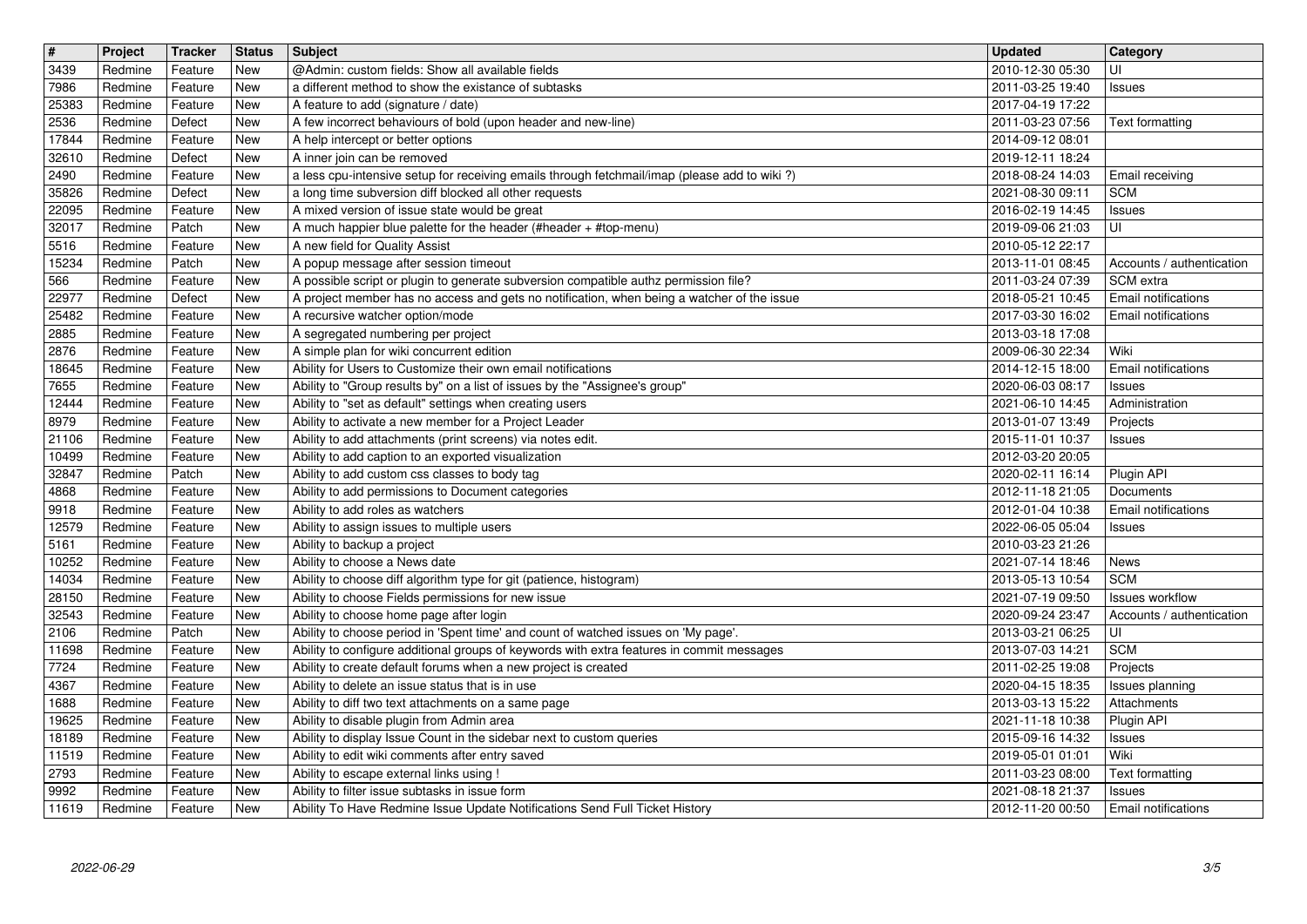| # | Project | Tracker | Status | Subject | Updated | Category |
| --- | --- | --- | --- | --- | --- | --- |
| 3439 | Redmine | Feature | New | @Admin: custom fields: Show all available fields | 2010-12-30 05:30 | UI |
| 7986 | Redmine | Feature | New | a different method to show the existance of subtasks | 2011-03-25 19:40 | Issues |
| 25383 | Redmine | Feature | New | A feature to add (signature / date) | 2017-04-19 17:22 | |
| 2536 | Redmine | Defect | New | A few incorrect behaviours of bold (upon header and new-line) | 2011-03-23 07:56 | Text formatting |
| 17844 | Redmine | Feature | New | A help intercept or better options | 2014-09-12 08:01 | |
| 32610 | Redmine | Defect | New | A inner join can be removed | 2019-12-11 18:24 | |
| 2490 | Redmine | Feature | New | a less cpu-intensive setup for receiving emails through fetchmail/imap (please add to wiki ?) | 2018-08-24 14:03 | Email receiving |
| 35826 | Redmine | Defect | New | a long time subversion diff blocked all other requests | 2021-08-30 09:11 | SCM |
| 22095 | Redmine | Feature | New | A mixed version of issue state would be great | 2016-02-19 14:45 | Issues |
| 32017 | Redmine | Patch | New | A much happier blue palette for the header (#header + #top-menu) | 2019-09-06 21:03 | UI |
| 5516 | Redmine | Feature | New | A new field for Quality Assist | 2010-05-12 22:17 | |
| 15234 | Redmine | Patch | New | A popup message after session timeout | 2013-11-01 08:45 | Accounts / authentication |
| 566 | Redmine | Feature | New | A possible script or plugin to generate subversion compatible authz permission file? | 2011-03-24 07:39 | SCM extra |
| 22977 | Redmine | Defect | New | A project member has no access and gets no notification, when being a watcher of the issue | 2018-05-21 10:45 | Email notifications |
| 25482 | Redmine | Feature | New | A recursive watcher option/mode | 2017-03-30 16:02 | Email notifications |
| 2885 | Redmine | Feature | New | A segregated numbering per project | 2013-03-18 17:08 | |
| 2876 | Redmine | Feature | New | A simple plan for wiki concurrent edition | 2009-06-30 22:34 | Wiki |
| 18645 | Redmine | Feature | New | Ability for Users to Customize their own email notifications | 2014-12-15 18:00 | Email notifications |
| 7655 | Redmine | Feature | New | Ability to "Group results by" on a list of issues by the "Assignee's group" | 2020-06-03 08:17 | Issues |
| 12444 | Redmine | Feature | New | Ability to "set as default" settings when creating users | 2021-06-10 14:45 | Administration |
| 8979 | Redmine | Feature | New | Ability to activate a new member for a Project Leader | 2013-01-07 13:49 | Projects |
| 21106 | Redmine | Feature | New | Ability to add attachments (print screens) via notes edit. | 2015-11-01 10:37 | Issues |
| 10499 | Redmine | Feature | New | Ability to add caption to an exported visualization | 2012-03-20 20:05 | |
| 32847 | Redmine | Patch | New | Ability to add custom css classes to body tag | 2020-02-11 16:14 | Plugin API |
| 4868 | Redmine | Feature | New | Ability to add permissions to Document categories | 2012-11-18 21:05 | Documents |
| 9918 | Redmine | Feature | New | Ability to add roles as watchers | 2012-01-04 10:38 | Email notifications |
| 12579 | Redmine | Feature | New | Ability to assign issues to multiple users | 2022-06-05 05:04 | Issues |
| 5161 | Redmine | Feature | New | Ability to backup a project | 2010-03-23 21:26 | |
| 10252 | Redmine | Feature | New | Ability to choose a News date | 2021-07-14 18:46 | News |
| 14034 | Redmine | Feature | New | Ability to choose diff algorithm type for git (patience, histogram) | 2013-05-13 10:54 | SCM |
| 28150 | Redmine | Feature | New | Ability to choose Fields permissions for new issue | 2021-07-19 09:50 | Issues workflow |
| 32543 | Redmine | Feature | New | Ability to choose home page after login | 2020-09-24 23:47 | Accounts / authentication |
| 2106 | Redmine | Patch | New | Ability to choose period in 'Spent time' and count of watched issues on 'My page'. | 2013-03-21 06:25 | UI |
| 11698 | Redmine | Feature | New | Ability to configure additional groups of keywords with extra features in commit messages | 2013-07-03 14:21 | SCM |
| 7724 | Redmine | Feature | New | Ability to create default forums when a new project is created | 2011-02-25 19:08 | Projects |
| 4367 | Redmine | Feature | New | Ability to delete an issue status that is in use | 2020-04-15 18:35 | Issues planning |
| 1688 | Redmine | Feature | New | Ability to diff two text attachments on a same page | 2013-03-13 15:22 | Attachments |
| 19625 | Redmine | Feature | New | Ability to disable plugin from Admin area | 2021-11-18 10:38 | Plugin API |
| 18189 | Redmine | Feature | New | Ability to display Issue Count in the sidebar next to custom queries | 2015-09-16 14:32 | Issues |
| 11519 | Redmine | Feature | New | Ability to edit wiki comments after entry saved | 2019-05-01 01:01 | Wiki |
| 2793 | Redmine | Feature | New | Ability to escape external links using ! | 2011-03-23 08:00 | Text formatting |
| 9992 | Redmine | Feature | New | Ability to filter issue subtasks in issue form | 2021-08-18 21:37 | Issues |
| 11619 | Redmine | Feature | New | Ability To Have Redmine Issue Update Notifications Send Full Ticket History | 2012-11-20 00:50 | Email notifications |

2022-06-29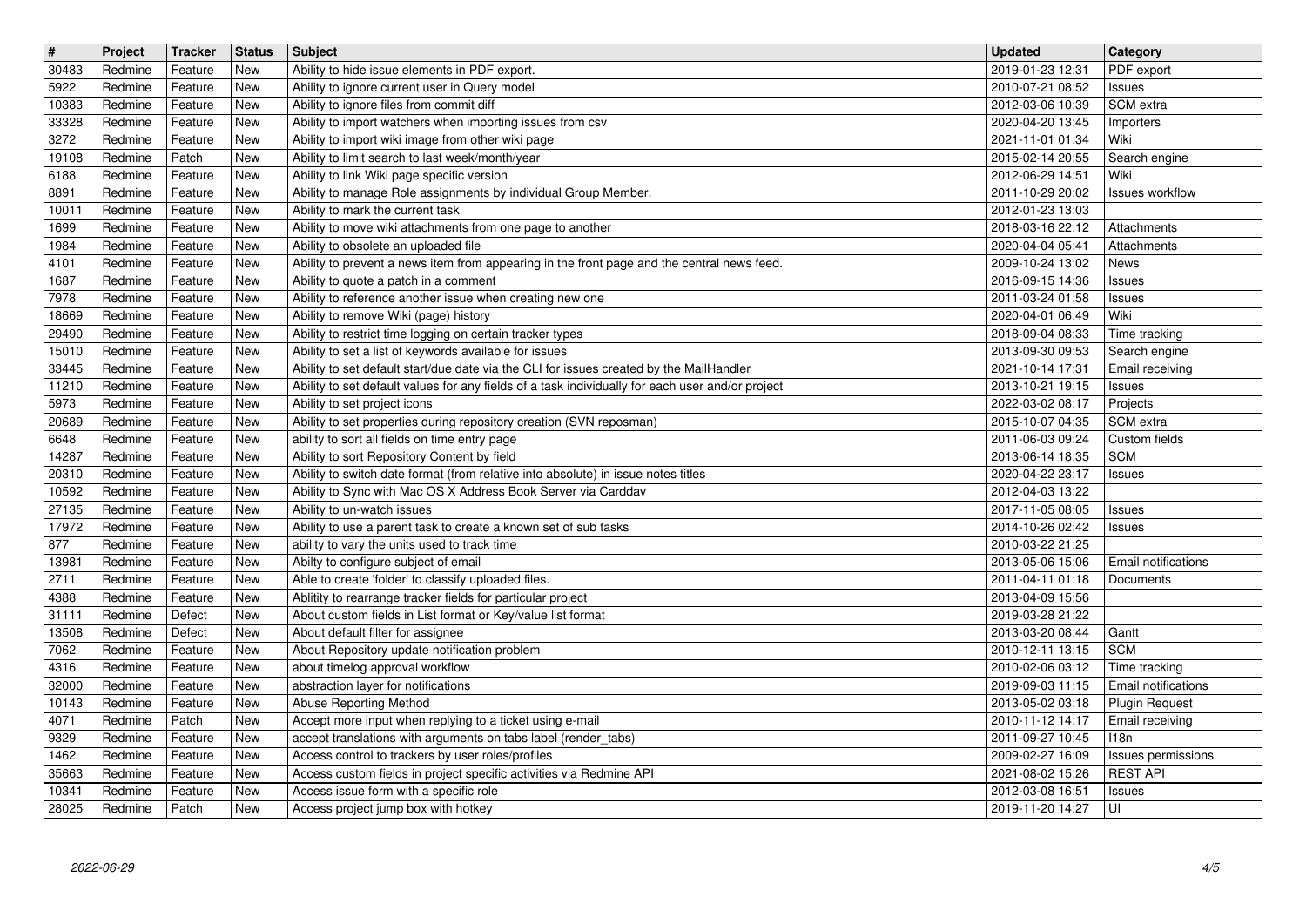| # | Project | Tracker | Status | Subject | Updated | Category |
|---|---|---|---|---|---|---|
| 30483 | Redmine | Feature | New | Ability to hide issue elements in PDF export. | 2019-01-23 12:31 | PDF export |
| 5922 | Redmine | Feature | New | Ability to ignore current user in Query model | 2010-07-21 08:52 | Issues |
| 10383 | Redmine | Feature | New | Ability to ignore files from commit diff | 2012-03-06 10:39 | SCM extra |
| 33328 | Redmine | Feature | New | Ability to import watchers when importing issues from csv | 2020-04-20 13:45 | Importers |
| 3272 | Redmine | Feature | New | Ability to import wiki image from other wiki page | 2021-11-01 01:34 | Wiki |
| 19108 | Redmine | Patch | New | Ability to limit search to last week/month/year | 2015-02-14 20:55 | Search engine |
| 6188 | Redmine | Feature | New | Ability to link Wiki page specific version | 2012-06-29 14:51 | Wiki |
| 8891 | Redmine | Feature | New | Ability to manage Role assignments by individual Group Member. | 2011-10-29 20:02 | Issues workflow |
| 10011 | Redmine | Feature | New | Ability to mark the current task | 2012-01-23 13:03 | |
| 1699 | Redmine | Feature | New | Ability to move wiki attachments from one page to another | 2018-03-16 22:12 | Attachments |
| 1984 | Redmine | Feature | New | Ability to obsolete an uploaded file | 2020-04-04 05:41 | Attachments |
| 4101 | Redmine | Feature | New | Ability to prevent a news item from appearing in the front page and the central news feed. | 2009-10-24 13:02 | News |
| 1687 | Redmine | Feature | New | Ability to quote a patch in a comment | 2016-09-15 14:36 | Issues |
| 7978 | Redmine | Feature | New | Ability to reference another issue when creating new one | 2011-03-24 01:58 | Issues |
| 18669 | Redmine | Feature | New | Ability to remove Wiki (page) history | 2020-04-01 06:49 | Wiki |
| 29490 | Redmine | Feature | New | Ability to restrict time logging on certain tracker types | 2018-09-04 08:33 | Time tracking |
| 15010 | Redmine | Feature | New | Ability to set a list of keywords available for issues | 2013-09-30 09:53 | Search engine |
| 33445 | Redmine | Feature | New | Ability to set default start/due date via the CLI for issues created by the MailHandler | 2021-10-14 17:31 | Email receiving |
| 11210 | Redmine | Feature | New | Ability to set default values for any fields of a task individually for each user and/or project | 2013-10-21 19:15 | Issues |
| 5973 | Redmine | Feature | New | Ability to set project icons | 2022-03-02 08:17 | Projects |
| 20689 | Redmine | Feature | New | Ability to set properties during repository creation (SVN reposman) | 2015-10-07 04:35 | SCM extra |
| 6648 | Redmine | Feature | New | ability to sort all fields on time entry page | 2011-06-03 09:24 | Custom fields |
| 14287 | Redmine | Feature | New | Ability to sort Repository Content by field | 2013-06-14 18:35 | SCM |
| 20310 | Redmine | Feature | New | Ability to switch date format (from relative into absolute) in issue notes titles | 2020-04-22 23:17 | Issues |
| 10592 | Redmine | Feature | New | Ability to Sync with Mac OS X Address Book Server via Carddav | 2012-04-03 13:22 | |
| 27135 | Redmine | Feature | New | Ability to un-watch issues | 2017-11-05 08:05 | Issues |
| 17972 | Redmine | Feature | New | Ability to use a parent task to create a known set of sub tasks | 2014-10-26 02:42 | Issues |
| 877 | Redmine | Feature | New | ability to vary the units used to track time | 2010-03-22 21:25 | |
| 13981 | Redmine | Feature | New | Abilty to configure subject of email | 2013-05-06 15:06 | Email notifications |
| 2711 | Redmine | Feature | New | Able to create 'folder' to classify uploaded files. | 2011-04-11 01:18 | Documents |
| 4388 | Redmine | Feature | New | Ablitity to rearrange tracker fields for particular project | 2013-04-09 15:56 | |
| 31111 | Redmine | Defect | New | About custom fields in List format or Key/value list format | 2019-03-28 21:22 | |
| 13508 | Redmine | Defect | New | About default filter for assignee | 2013-03-20 08:44 | Gantt |
| 7062 | Redmine | Feature | New | About Repository update notification problem | 2010-12-11 13:15 | SCM |
| 4316 | Redmine | Feature | New | about timelog approval workflow | 2010-02-06 03:12 | Time tracking |
| 32000 | Redmine | Feature | New | abstraction layer for notifications | 2019-09-03 11:15 | Email notifications |
| 10143 | Redmine | Feature | New | Abuse Reporting Method | 2013-05-02 03:18 | Plugin Request |
| 4071 | Redmine | Patch | New | Accept more input when replying to a ticket using e-mail | 2010-11-12 14:17 | Email receiving |
| 9329 | Redmine | Feature | New | accept translations with arguments on tabs label (render_tabs) | 2011-09-27 10:45 | I18n |
| 1462 | Redmine | Feature | New | Access control to trackers by user roles/profiles | 2009-02-27 16:09 | Issues permissions |
| 35663 | Redmine | Feature | New | Access custom fields in project specific activities via Redmine API | 2021-08-02 15:26 | REST API |
| 10341 | Redmine | Feature | New | Access issue form with a specific role | 2012-03-08 16:51 | Issues |
| 28025 | Redmine | Patch | New | Access project jump box with hotkey | 2019-11-20 14:27 | UI |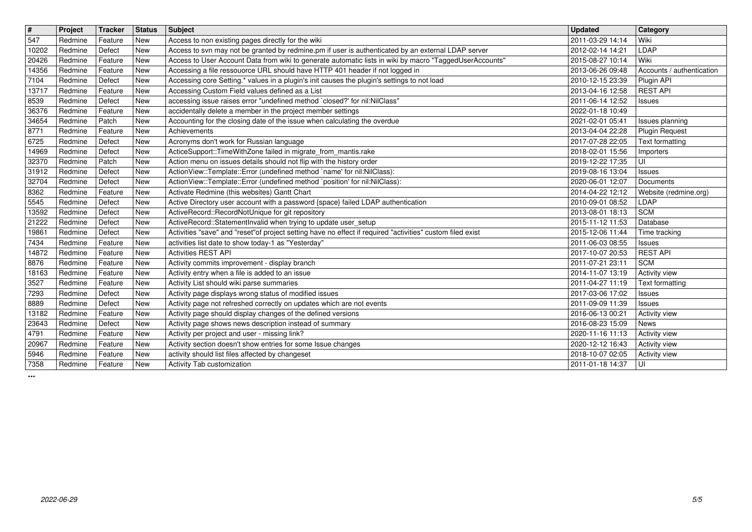| # | Project | Tracker | Status | Subject | Updated | Category |
|---|---|---|---|---|---|---|
| 547 | Redmine | Feature | New | Access to non existing pages directly for the wiki | 2011-03-29 14:14 | Wiki |
| 10202 | Redmine | Defect | New | Access to svn may not be granted by redmine.pm if user is authenticated by an external LDAP server | 2012-02-14 14:21 | LDAP |
| 20426 | Redmine | Feature | New | Access to User Account Data from wiki to generate automatic lists in wiki by macro "TaggedUserAccounts" | 2015-08-27 10:14 | Wiki |
| 14356 | Redmine | Feature | New | Accessing a file ressouorce URL should have HTTP 401 header if not logged in | 2013-06-26 09:48 | Accounts / authentication |
| 7104 | Redmine | Defect | New | Accessing core Setting.* values in a plugin's init causes the plugin's settings to not load | 2010-12-15 23:39 | Plugin API |
| 13717 | Redmine | Feature | New | Accessing Custom Field values defined as a List | 2013-04-16 12:58 | REST API |
| 8539 | Redmine | Defect | New | accessing issue raises error "undefined method `closed?' for nil:NilClass" | 2011-06-14 12:52 | Issues |
| 36376 | Redmine | Feature | New | accidentally delete a member in the project member settings | 2022-01-18 10:49 | |
| 34654 | Redmine | Patch | New | Accounting for the closing date of the issue when calculating the overdue | 2021-02-01 05:41 | Issues planning |
| 8771 | Redmine | Feature | New | Achievements | 2013-04-04 22:28 | Plugin Request |
| 6725 | Redmine | Defect | New | Acronyms don't work for Russian language | 2017-07-28 22:05 | Text formatting |
| 14969 | Redmine | Defect | New | ActiceSupport::TimeWithZone failed in migrate_from_mantis.rake | 2018-02-01 15:56 | Importers |
| 32370 | Redmine | Patch | New | Action menu on issues details should not flip with the history order | 2019-12-22 17:35 | UI |
| 31912 | Redmine | Defect | New | ActionView::Template::Error (undefined method `name' for nil:NilClass): | 2019-08-16 13:04 | Issues |
| 32704 | Redmine | Defect | New | ActionView::Template::Error (undefined method `position' for nil:NilClass): | 2020-06-01 12:07 | Documents |
| 8362 | Redmine | Feature | New | Activate Redmine (this websites) Gantt Chart | 2014-04-22 12:12 | Website (redmine.org) |
| 5545 | Redmine | Defect | New | Active Directory user account with a password {space} failed LDAP authentication | 2010-09-01 08:52 | LDAP |
| 13592 | Redmine | Defect | New | ActiveRecord::RecordNotUnique for git repository | 2013-08-01 18:13 | SCM |
| 21222 | Redmine | Defect | New | ActiveRecord::StatementInvalid when trying to update user_setup | 2015-11-12 11:53 | Database |
| 19861 | Redmine | Defect | New | Activities "save" and "reset"of project setting have no effect if required "activities" custom filed exist | 2015-12-06 11:44 | Time tracking |
| 7434 | Redmine | Feature | New | activities list date to show today-1 as "Yesterday" | 2011-06-03 08:55 | Issues |
| 14872 | Redmine | Feature | New | Activities REST API | 2017-10-07 20:53 | REST API |
| 8876 | Redmine | Feature | New | Activity commits improvement - display branch | 2011-07-21 23:11 | SCM |
| 18163 | Redmine | Feature | New | Activity entry when a file is added to an issue | 2014-11-07 13:19 | Activity view |
| 3527 | Redmine | Feature | New | Activity List should wiki parse summaries | 2011-04-27 11:19 | Text formatting |
| 7293 | Redmine | Defect | New | Activity page displays wrong status of modified issues | 2017-03-06 17:02 | Issues |
| 8889 | Redmine | Defect | New | Activity page not refreshed correctly on updates which are not events | 2011-09-09 11:39 | Issues |
| 13182 | Redmine | Feature | New | Activity page should display changes of the defined versions | 2016-06-13 00:21 | Activity view |
| 23643 | Redmine | Defect | New | Activity page shows news description instead of summary | 2016-08-23 15:09 | News |
| 4791 | Redmine | Feature | New | Activity per project and user - missing link? | 2020-11-16 11:13 | Activity view |
| 20967 | Redmine | Feature | New | Activity section doesn't show entries for some Issue changes | 2020-12-12 16:43 | Activity view |
| 5946 | Redmine | Feature | New | activity should list files affected by changeset | 2018-10-07 02:05 | Activity view |
| 7358 | Redmine | Feature | New | Activity Tab customization | 2011-01-18 14:37 | UI |

...